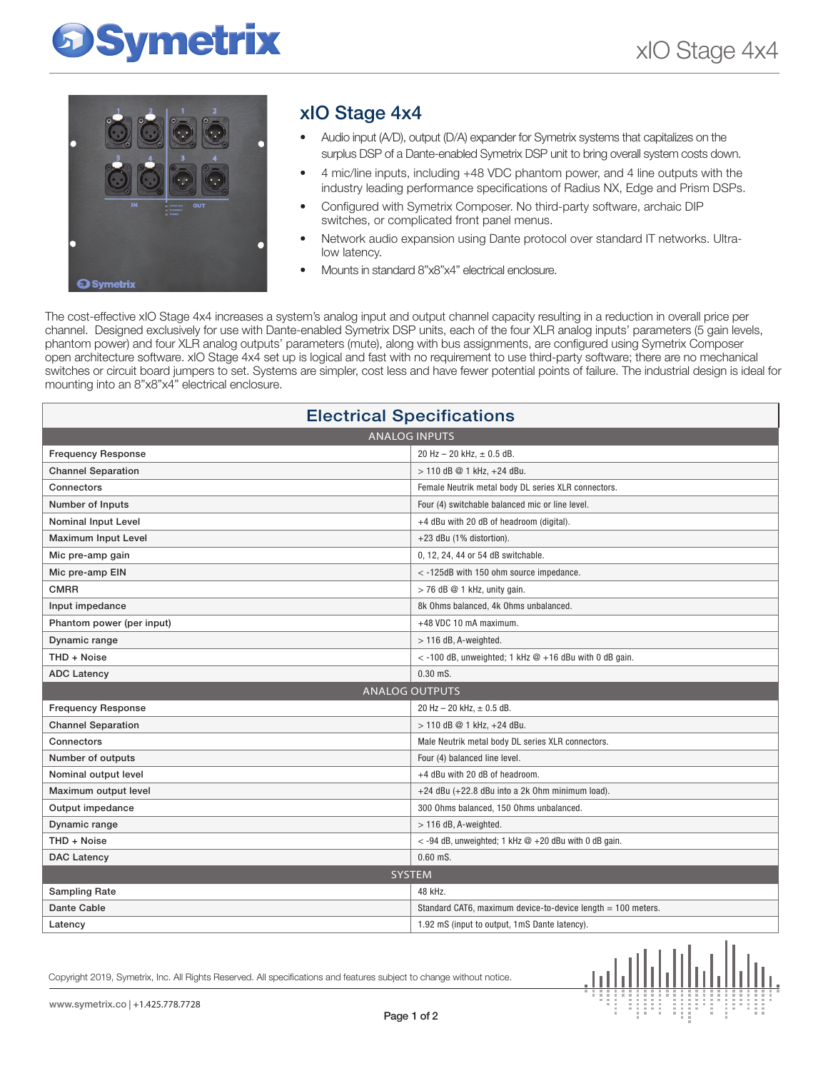# xIO Stage 4x4

- Audio input (A/D), output (D/A) expander for Symetrix systems that capitalizes on the surplus DSP of a Dante-enabled Symetrix DSP unit to bring overall system costs down.
- 4 mic/line inputs, including +48 VDC phantom power, and 4 line outputs with the industry leading performance specifications of Radius NX, Edge and Prism DSPs.
- Configured with Symetrix Composer. No third-party software, archaic DIP switches, or complicated front panel menus.
- Network audio expansion using Dante protocol over standard IT networks. Ultra-low latency.
- Mounts in standard 8"x8"x4" electrical enclosure.

The cost-effective xIO Stage 4x4 increases a system's analog input and output channel capacity resulting in a reduction in overall price per channel. Designed exclusively for use with Dante-enabled Symetrix DSP units, each of the four XLR analog inputs' parameters (5 gain levels, phantom power) and four XLR analog outputs' parameters (mute), along with bus assignments, are configured using Symetrix Composer open architecture software. xIO Stage 4x4 set up is logical and fast with no requirement to use third-party software; there are no mechanical switches or circuit board jumpers to set. Systems are simpler, cost less and have fewer potential points of failure. The industrial design is ideal for mounting into an 8"x8"x4" electrical enclosure.

## Electrical Specifications

| ANALOG INPUTS | |
|---|---|
| Frequency Response | 20 Hz – 20 kHz, ± 0.5 dB. |
| Channel Separation | > 110 dB @ 1 kHz, +24 dBu. |
| Connectors | Female Neutrik metal body DL series XLR connectors. |
| Number of Inputs | Four (4) switchable balanced mic or line level. |
| Nominal Input Level | +4 dBu with 20 dB of headroom (digital). |
| Maximum Input Level | +23 dBu (1% distortion). |
| Mic pre-amp gain | 0, 12, 24, 44 or 54 dB switchable. |
| Mic pre-amp EIN | < -125dB with 150 ohm source impedance. |
| CMRR | > 76 dB @ 1 kHz, unity gain. |
| Input impedance | 8k Ohms balanced, 4k Ohms unbalanced. |
| Phantom power (per input) | +48 VDC 10 mA maximum. |
| Dynamic range | > 116 dB, A-weighted. |
| THD + Noise | < -100 dB, unweighted; 1 kHz @ +16 dBu with 0 dB gain. |
| ADC Latency | 0.30 mS. |
| **ANALOG OUTPUTS** | |
| Frequency Response | 20 Hz – 20 kHz, ± 0.5 dB. |
| Channel Separation | > 110 dB @ 1 kHz, +24 dBu. |
| Connectors | Male Neutrik metal body DL series XLR connectors. |
| Number of outputs | Four (4) balanced line level. |
| Nominal output level | +4 dBu with 20 dB of headroom. |
| Maximum output level | +24 dBu (+22.8 dBu into a 2k Ohm minimum load). |
| Output impedance | 300 Ohms balanced, 150 Ohms unbalanced. |
| Dynamic range | > 116 dB, A-weighted. |
| THD + Noise | < -94 dB, unweighted; 1 kHz @ +20 dBu with 0 dB gain. |
| DAC Latency | 0.60 mS. |
| **SYSTEM** | |
| Sampling Rate | 48 kHz. |
| Dante Cable | Standard CAT6, maximum device-to-device length = 100 meters. |
| Latency | 1.92 mS (input to output, 1mS Dante latency). |

Copyright 2019, Symetrix, Inc. All Rights Reserved. All specifications and features subject to change without notice.

www.symetrix.co | +1.425.778.7728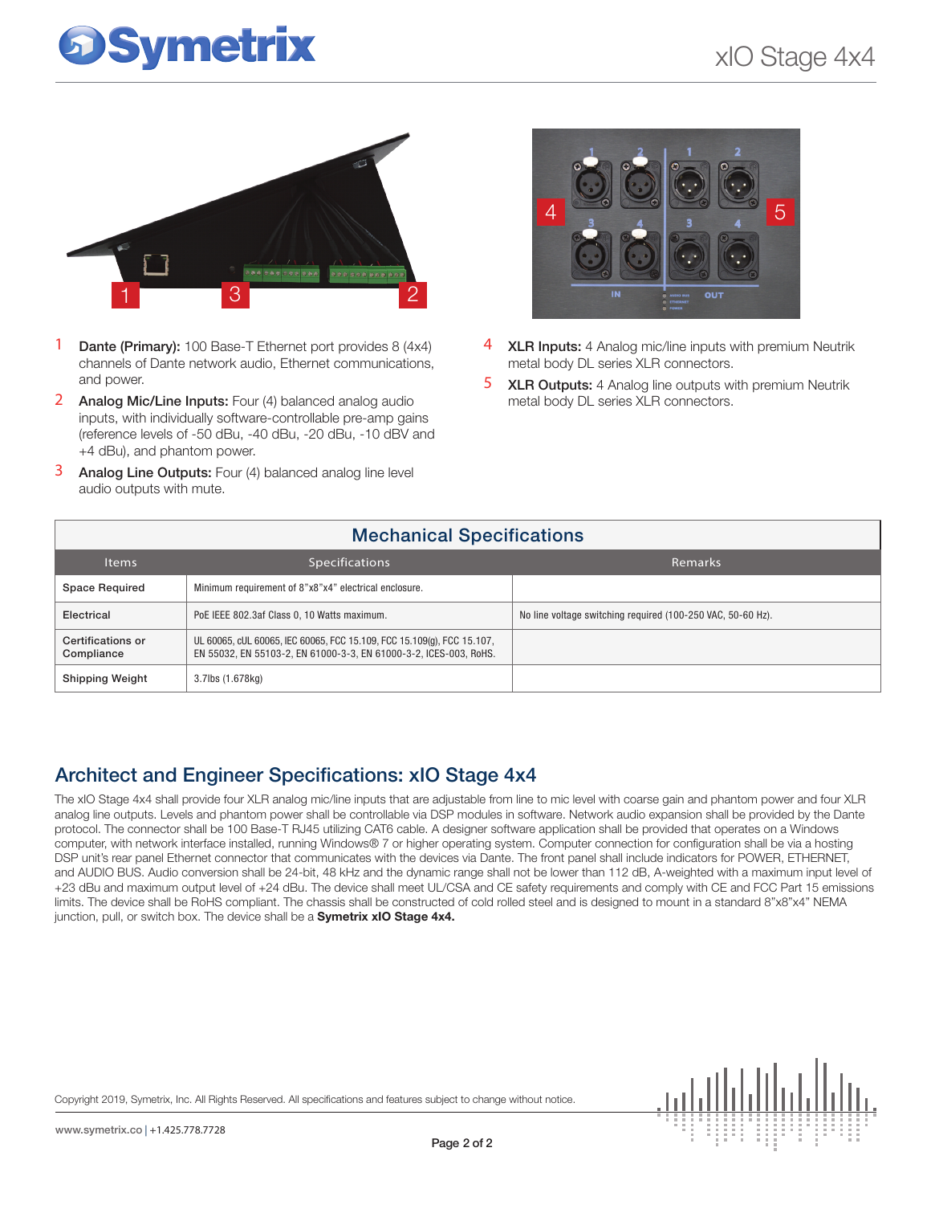# xIO Stage 4x4

1. **Dante (Primary):** 100 Base-T Ethernet port provides 8 (4x4) channels of Dante network audio, Ethernet communications, and power.
2. **Analog Mic/Line Inputs:** Four (4) balanced analog audio inputs, with individually software-controllable pre-amp gains (reference levels of -50 dBu, -40 dBu, -20 dBu, -10 dBV and +4 dBu), and phantom power.
3. **Analog Line Outputs:** Four (4) balanced analog line level audio outputs with mute.
4. **XLR Inputs:** 4 Analog mic/line inputs with premium Neutrik metal body DL series XLR connectors.
5. **XLR Outputs:** 4 Analog line outputs with premium Neutrik metal body DL series XLR connectors.

## Mechanical Specifications

| Items | Specifications | Remarks |
|---|---|---|
| Space Required | Minimum requirement of 8"x8"x4" electrical enclosure. | |
| Electrical | PoE IEEE 802.3af Class 0, 10 Watts maximum. | No line voltage switching required (100-250 VAC, 50-60 Hz). |
| Certifications or Compliance | UL 60065, cUL 60065, IEC 60065, FCC 15.109, FCC 15.109(g), FCC 15.107, EN 55032, EN 55103-2, EN 61000-3-3, EN 61000-3-2, ICES-003, RoHS. | |
| Shipping Weight | 3.7lbs (1.678kg) | |

## Architect and Engineer Specifications: xIO Stage 4x4

The xIO Stage 4x4 shall provide four XLR analog mic/line inputs that are adjustable from line to mic level with coarse gain and phantom power and four XLR analog line outputs. Levels and phantom power shall be controllable via DSP modules in software. Network audio expansion shall be provided by the Dante protocol. The connector shall be 100 Base-T RJ45 utilizing CAT6 cable. A designer software application shall be provided that operates on a Windows computer, with network interface installed, running Windows® 7 or higher operating system. Computer connection for configuration shall be via a hosting DSP unit's rear panel Ethernet connector that communicates with the devices via Dante. The front panel shall include indicators for POWER, ETHERNET, and AUDIO BUS. Audio conversion shall be 24-bit, 48 kHz and the dynamic range shall not be lower than 112 dB, A-weighted with a maximum input level of +23 dBu and maximum output level of +24 dBu. The device shall meet UL/CSA and CE safety requirements and comply with CE and FCC Part 15 emissions limits. The device shall be RoHS compliant. The chassis shall be constructed of cold rolled steel and is designed to mount in a standard 8"x8"x4" NEMA junction, pull, or switch box. The device shall be a **Symetrix xIO Stage 4x4.**

Copyright 2019, Symetrix, Inc. All Rights Reserved. All specifications and features subject to change without notice.

www.symetrix.co | +1.425.778.7728